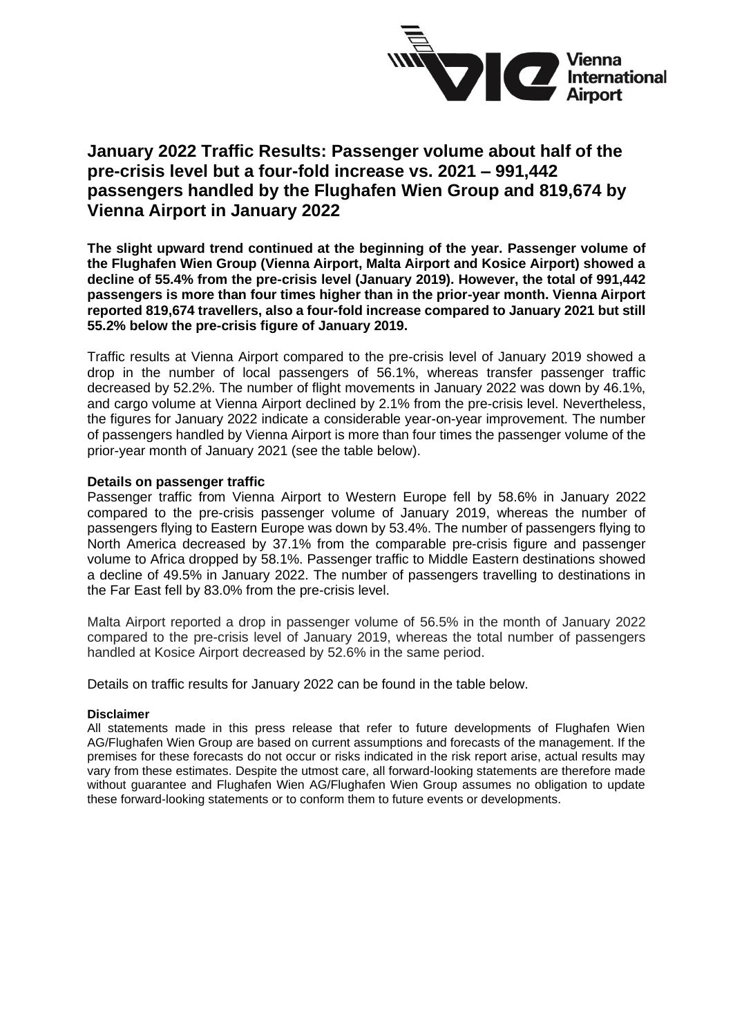# January 2022 Traffic Results: Passenger volume about half of the pre-crisis level but a four-fold increase vs. 2021 – 991,442 passengers handled by the Flughafen Wien Group and 819,674 by Vienna Airport in January 2022

**The slight upward trend continued at the beginning of the year. Passenger volume of the Flughafen Wien Group (Vienna Airport, Malta Airport and Kosice Airport) showed a decline of 55.4% from the pre-crisis level (January 2019). However, the total of 991,442 passengers is more than four times higher than in the prior-year month. Vienna Airport reported 819,674 travellers, also a four-fold increase compared to January 2021 but still 55.2% below the pre-crisis figure of January 2019.**

Traffic results at Vienna Airport compared to the pre-crisis level of January 2019 showed a drop in the number of local passengers of 56.1%, whereas transfer passenger traffic decreased by 52.2%. The number of flight movements in January 2022 was down by 46.1%, and cargo volume at Vienna Airport declined by 2.1% from the pre-crisis level. Nevertheless, the figures for January 2022 indicate a considerable year-on-year improvement. The number of passengers handled by Vienna Airport is more than four times the passenger volume of the prior-year month of January 2021 (see the table below).

**Details on passenger traffic**

Passenger traffic from Vienna Airport to Western Europe fell by 58.6% in January 2022 compared to the pre-crisis passenger volume of January 2019, whereas the number of passengers flying to Eastern Europe was down by 53.4%. The number of passengers flying to North America decreased by 37.1% from the comparable pre-crisis figure and passenger volume to Africa dropped by 58.1%. Passenger traffic to Middle Eastern destinations showed a decline of 49.5% in January 2022. The number of passengers travelling to destinations in the Far East fell by 83.0% from the pre-crisis level.

Malta Airport reported a drop in passenger volume of 56.5% in the month of January 2022 compared to the pre-crisis level of January 2019, whereas the total number of passengers handled at Kosice Airport decreased by 52.6% in the same period.

Details on traffic results for January 2022 can be found in the table below.

**Disclaimer**

All statements made in this press release that refer to future developments of Flughafen Wien AG/Flughafen Wien Group are based on current assumptions and forecasts of the management. If the premises for these forecasts do not occur or risks indicated in the risk report arise, actual results may vary from these estimates. Despite the utmost care, all forward-looking statements are therefore made without guarantee and Flughafen Wien AG/Flughafen Wien Group assumes no obligation to update these forward-looking statements or to conform them to future events or developments.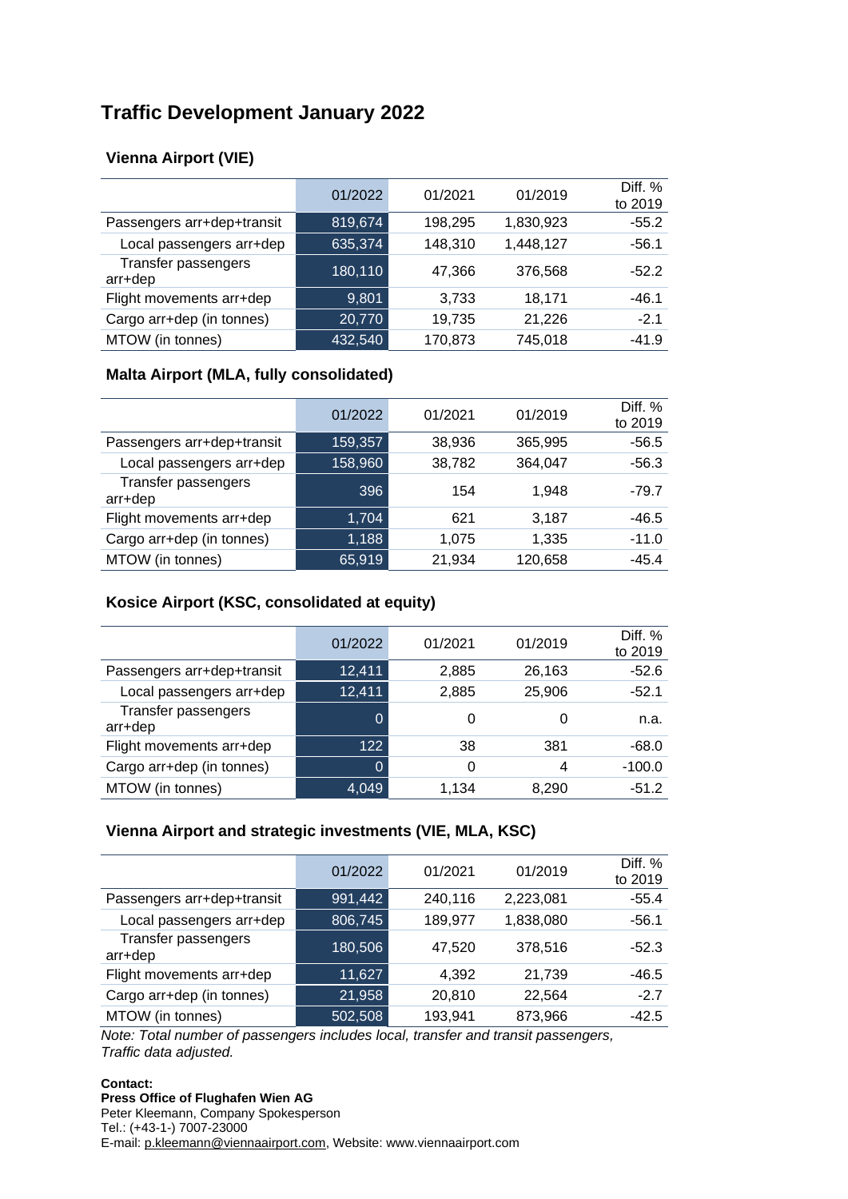# Traffic Development January 2022

### Vienna Airport (VIE)

| | 01/2022 | 01/2021 | 01/2019 | Diff. % to 2019 |
|---|---|---|---|---|
| Passengers arr+dep+transit | 819,674 | 198,295 | 1,830,923 | -55.2 |
| Local passengers arr+dep | 635,374 | 148,310 | 1,448,127 | -56.1 |
| Transfer passengers arr+dep | 180,110 | 47,366 | 376,568 | -52.2 |
| Flight movements arr+dep | 9,801 | 3,733 | 18,171 | -46.1 |
| Cargo arr+dep (in tonnes) | 20,770 | 19,735 | 21,226 | -2.1 |
| MTOW (in tonnes) | 432,540 | 170,873 | 745,018 | -41.9 |

### Malta Airport (MLA, fully consolidated)

| | 01/2022 | 01/2021 | 01/2019 | Diff. % to 2019 |
|---|---|---|---|---|
| Passengers arr+dep+transit | 159,357 | 38,936 | 365,995 | -56.5 |
| Local passengers arr+dep | 158,960 | 38,782 | 364,047 | -56.3 |
| Transfer passengers arr+dep | 396 | 154 | 1,948 | -79.7 |
| Flight movements arr+dep | 1,704 | 621 | 3,187 | -46.5 |
| Cargo arr+dep (in tonnes) | 1,188 | 1,075 | 1,335 | -11.0 |
| MTOW (in tonnes) | 65,919 | 21,934 | 120,658 | -45.4 |

### Kosice Airport (KSC, consolidated at equity)

| | 01/2022 | 01/2021 | 01/2019 | Diff. % to 2019 |
|---|---|---|---|---|
| Passengers arr+dep+transit | 12,411 | 2,885 | 26,163 | -52.6 |
| Local passengers arr+dep | 12,411 | 2,885 | 25,906 | -52.1 |
| Transfer passengers arr+dep | 0 | 0 | 0 | n.a. |
| Flight movements arr+dep | 122 | 38 | 381 | -68.0 |
| Cargo arr+dep (in tonnes) | 0 | 0 | 4 | -100.0 |
| MTOW (in tonnes) | 4,049 | 1,134 | 8,290 | -51.2 |

### Vienna Airport and strategic investments (VIE, MLA, KSC)

| | 01/2022 | 01/2021 | 01/2019 | Diff. % to 2019 |
|---|---|---|---|---|
| Passengers arr+dep+transit | 991,442 | 240,116 | 2,223,081 | -55.4 |
| Local passengers arr+dep | 806,745 | 189,977 | 1,838,080 | -56.1 |
| Transfer passengers arr+dep | 180,506 | 47,520 | 378,516 | -52.3 |
| Flight movements arr+dep | 11,627 | 4,392 | 21,739 | -46.5 |
| Cargo arr+dep (in tonnes) | 21,958 | 20,810 | 22,564 | -2.7 |
| MTOW (in tonnes) | 502,508 | 193,941 | 873,966 | -42.5 |

*Note: Total number of passengers includes local, transfer and transit passengers, Traffic data adjusted.*

**Contact:**
**Press Office of Flughafen Wien AG**
Peter Kleemann, Company Spokesperson
Tel.: (+43-1-) 7007-23000
E-mail: p.kleemann@viennaairport.com, Website: www.viennaairport.com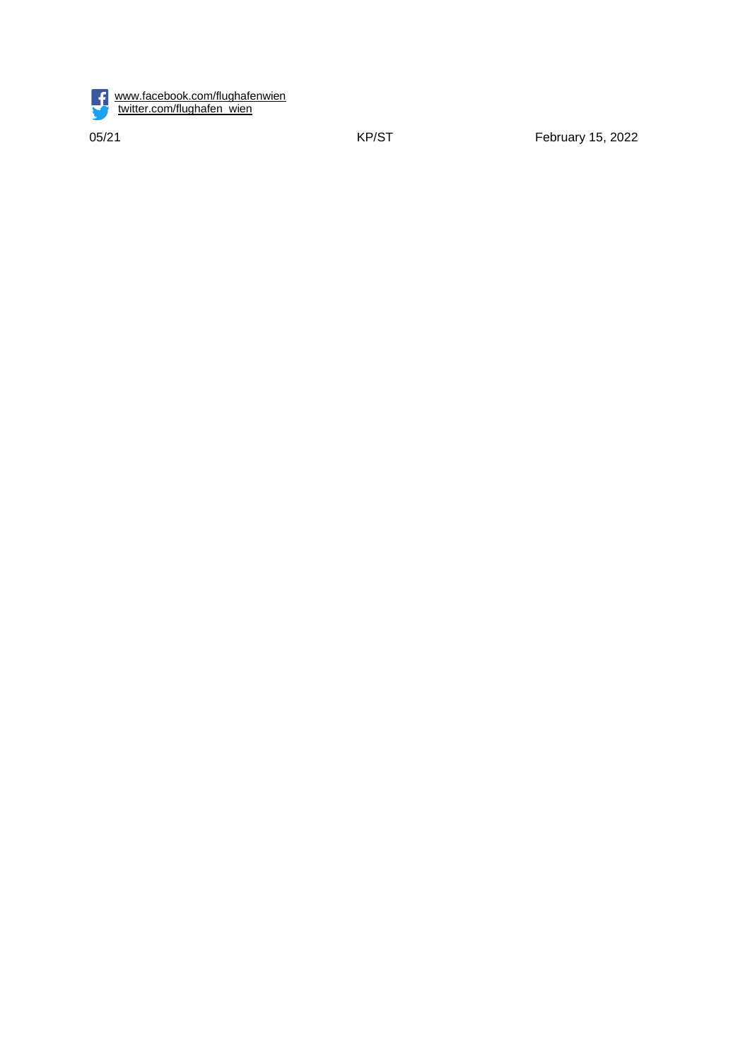www.facebook.com/flughafenwien
twitter.com/flughafen_wien

05/21 KP/ST February 15, 2022